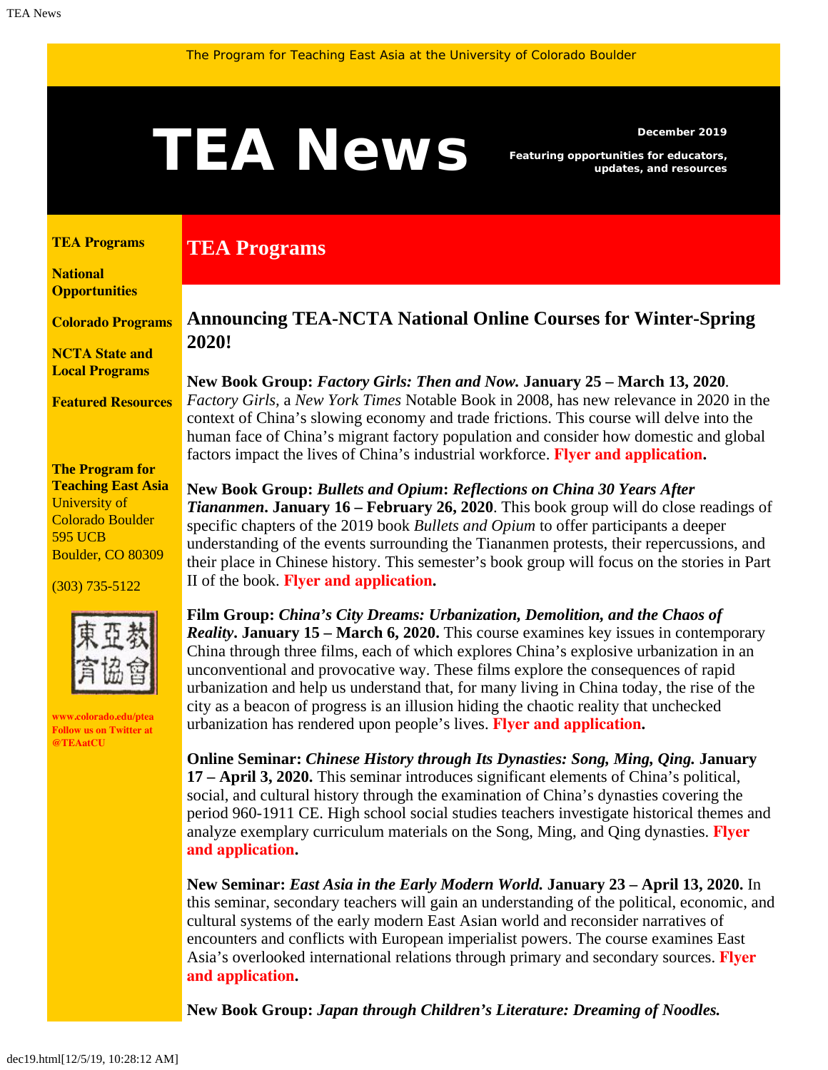The Program for Teaching East Asia at the University of Colorado Boulder

# TEA News

**December 2019**

**Featuring opportunities for educators, updates, and resources**

**TEA Programs**

**National Opportunities**

**Colorado Programs**

**NCTA State and Local Programs**

**Featured Resources**

**The Program for Teaching East Asia**
University of Colorado Boulder
595 UCB
Boulder, CO 80309

(303) 735-5122

**www.colorado.edu/ptea**
**Follow us on Twitter at @TEAatCU**

## TEA Programs

### Announcing TEA-NCTA National Online Courses for Winter-Spring 2020!

**New Book Group: *Factory Girls: Then and Now.* January 25 – March 13, 2020**. *Factory Girls*, a *New York Times* Notable Book in 2008, has new relevance in 2020 in the context of China's slowing economy and trade frictions. This course will delve into the human face of China's migrant factory population and consider how domestic and global factors impact the lives of China's industrial workforce. **Flyer and application.**

**New Book Group: *Bullets and Opium*: *Reflections on China 30 Years After Tiananmen*. January 16 – February 26, 2020**. This book group will do close readings of specific chapters of the 2019 book *Bullets and Opium* to offer participants a deeper understanding of the events surrounding the Tiananmen protests, their repercussions, and their place in Chinese history. This semester's book group will focus on the stories in Part II of the book. **Flyer and application.**

**Film Group: *China's City Dreams: Urbanization, Demolition, and the Chaos of Reality*. January 15 – March 6, 2020.** This course examines key issues in contemporary China through three films, each of which explores China's explosive urbanization in an unconventional and provocative way. These films explore the consequences of rapid urbanization and help us understand that, for many living in China today, the rise of the city as a beacon of progress is an illusion hiding the chaotic reality that unchecked urbanization has rendered upon people's lives. **Flyer and application.**

**Online Seminar: *Chinese History through Its Dynasties: Song, Ming, Qing.* January 17 – April 3, 2020.** This seminar introduces significant elements of China's political, social, and cultural history through the examination of China's dynasties covering the period 960-1911 CE. High school social studies teachers investigate historical themes and analyze exemplary curriculum materials on the Song, Ming, and Qing dynasties. **Flyer and application.**

**New Seminar: *East Asia in the Early Modern World.* January 23 – April 13, 2020.** In this seminar, secondary teachers will gain an understanding of the political, economic, and cultural systems of the early modern East Asian world and reconsider narratives of encounters and conflicts with European imperialist powers. The course examines East Asia's overlooked international relations through primary and secondary sources. **Flyer and application.**

**New Book Group: *Japan through Children's Literature: Dreaming of Noodles.***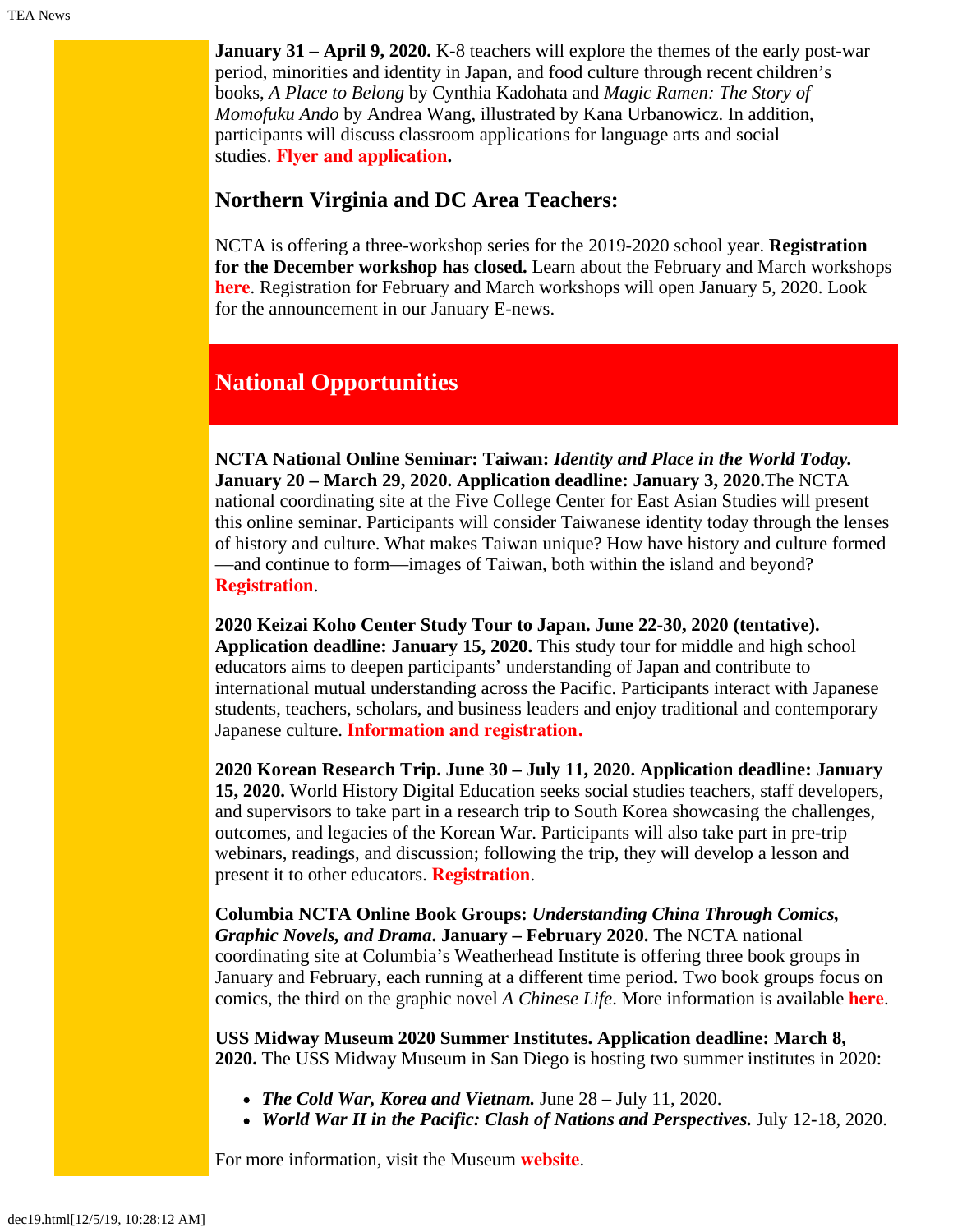**January 31 – April 9, 2020.** K-8 teachers will explore the themes of the early post-war period, minorities and identity in Japan, and food culture through recent children's books, *A Place to Belong* by Cynthia Kadohata and *Magic Ramen: The Story of Momofuku Ando* by Andrea Wang, illustrated by Kana Urbanowicz. In addition, participants will discuss classroom applications for language arts and social studies. **Flyer and application.**

### Northern Virginia and DC Area Teachers:

NCTA is offering a three-workshop series for the 2019-2020 school year. **Registration for the December workshop has closed.** Learn about the February and March workshops **here**. Registration for February and March workshops will open January 5, 2020. Look for the announcement in our January E-news.

## National Opportunities

**NCTA National Online Seminar: Taiwan: *Identity and Place in the World Today.* January 20 – March 29, 2020. Application deadline: January 3, 2020.**The NCTA national coordinating site at the Five College Center for East Asian Studies will present this online seminar. Participants will consider Taiwanese identity today through the lenses of history and culture. What makes Taiwan unique? How have history and culture formed—and continue to form—images of Taiwan, both within the island and beyond? **Registration**.

**2020 Keizai Koho Center Study Tour to Japan. June 22-30, 2020 (tentative). Application deadline: January 15, 2020.** This study tour for middle and high school educators aims to deepen participants' understanding of Japan and contribute to international mutual understanding across the Pacific. Participants interact with Japanese students, teachers, scholars, and business leaders and enjoy traditional and contemporary Japanese culture. **Information and registration.**

**2020 Korean Research Trip. June 30 – July 11, 2020. Application deadline: January 15, 2020.** World History Digital Education seeks social studies teachers, staff developers, and supervisors to take part in a research trip to South Korea showcasing the challenges, outcomes, and legacies of the Korean War. Participants will also take part in pre-trip webinars, readings, and discussion; following the trip, they will develop a lesson and present it to other educators. **Registration**.

**Columbia NCTA Online Book Groups: *Understanding China Through Comics, Graphic Novels, and Drama*. January – February 2020.** The NCTA national coordinating site at Columbia's Weatherhead Institute is offering three book groups in January and February, each running at a different time period. Two book groups focus on comics, the third on the graphic novel *A Chinese Life*. More information is available **here**.

**USS Midway Museum 2020 Summer Institutes. Application deadline: March 8, 2020.** The USS Midway Museum in San Diego is hosting two summer institutes in 2020:

- ***The Cold War, Korea and Vietnam.*** June 28 **–** July 11, 2020.
- ***World War II in the Pacific: Clash of Nations and Perspectives.*** July 12-18, 2020.

For more information, visit the Museum **website**.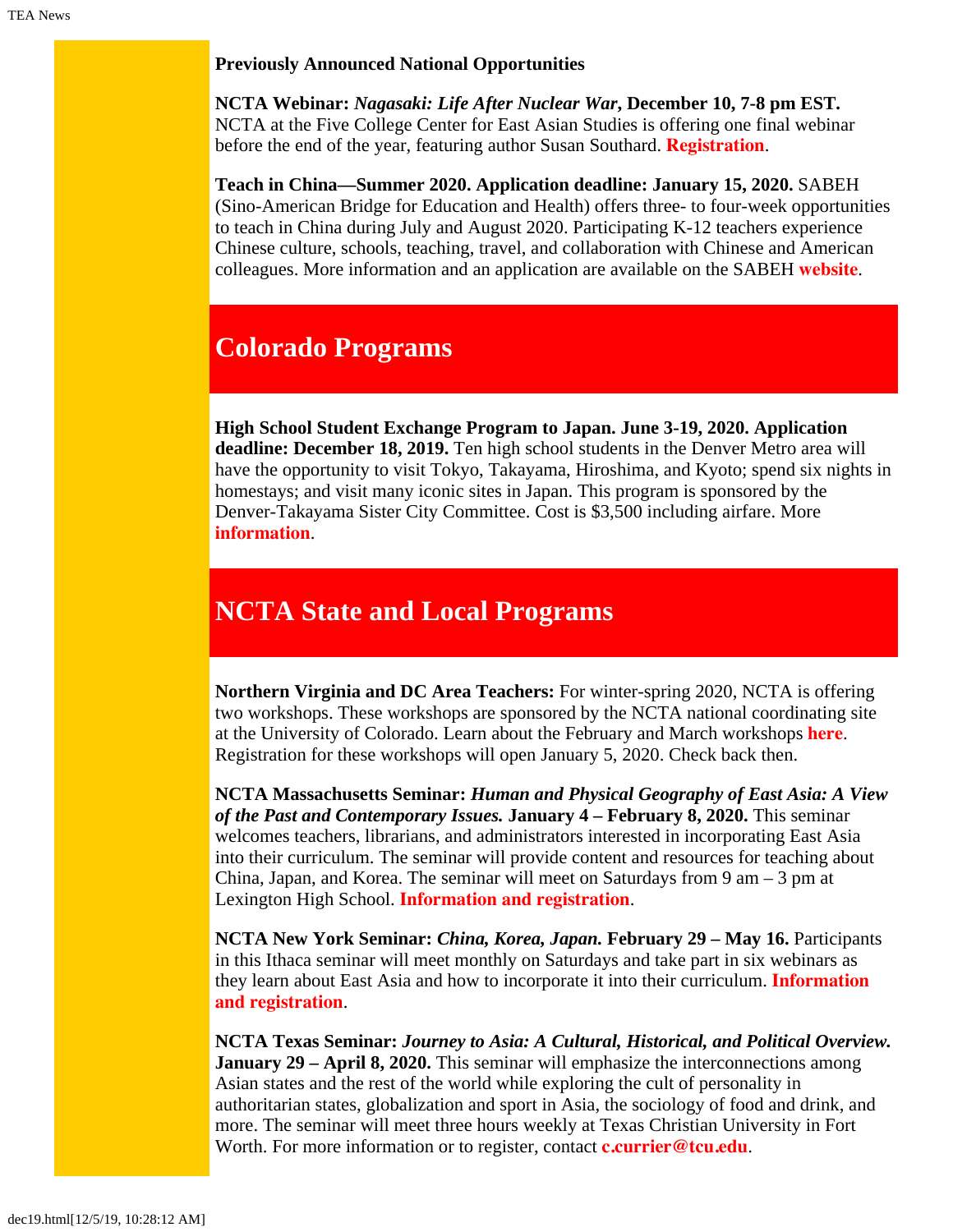**Previously Announced National Opportunities**

**NCTA Webinar:** ***Nagasaki: Life After Nuclear War*****, December 10, 7-8 pm EST.** NCTA at the Five College Center for East Asian Studies is offering one final webinar before the end of the year, featuring author Susan Southard. **Registration**.

**Teach in China—Summer 2020. Application deadline: January 15, 2020.** SABEH (Sino-American Bridge for Education and Health) offers three- to four-week opportunities to teach in China during July and August 2020. Participating K-12 teachers experience Chinese culture, schools, teaching, travel, and collaboration with Chinese and American colleagues. More information and an application are available on the SABEH **website**.

## Colorado Programs

**High School Student Exchange Program to Japan. June 3-19, 2020. Application deadline: December 18, 2019.** Ten high school students in the Denver Metro area will have the opportunity to visit Tokyo, Takayama, Hiroshima, and Kyoto; spend six nights in homestays; and visit many iconic sites in Japan. This program is sponsored by the Denver-Takayama Sister City Committee. Cost is $3,500 including airfare. More **information**.

## NCTA State and Local Programs

**Northern Virginia and DC Area Teachers:** For winter-spring 2020, NCTA is offering two workshops. These workshops are sponsored by the NCTA national coordinating site at the University of Colorado. Learn about the February and March workshops **here**. Registration for these workshops will open January 5, 2020. Check back then.

**NCTA Massachusetts Seminar:** ***Human and Physical Geography of East Asia: A View of the Past and Contemporary Issues.*** **January 4 – February 8, 2020.** This seminar welcomes teachers, librarians, and administrators interested in incorporating East Asia into their curriculum. The seminar will provide content and resources for teaching about China, Japan, and Korea. The seminar will meet on Saturdays from 9 am – 3 pm at Lexington High School. **Information and registration**.

**NCTA New York Seminar:** ***China, Korea, Japan.*** **February 29 – May 16.** Participants in this Ithaca seminar will meet monthly on Saturdays and take part in six webinars as they learn about East Asia and how to incorporate it into their curriculum. **Information and registration**.

**NCTA Texas Seminar:** ***Journey to Asia: A Cultural, Historical, and Political Overview.*** **January 29 – April 8, 2020.** This seminar will emphasize the interconnections among Asian states and the rest of the world while exploring the cult of personality in authoritarian states, globalization and sport in Asia, the sociology of food and drink, and more. The seminar will meet three hours weekly at Texas Christian University in Fort Worth. For more information or to register, contact **c.currier@tcu.edu**.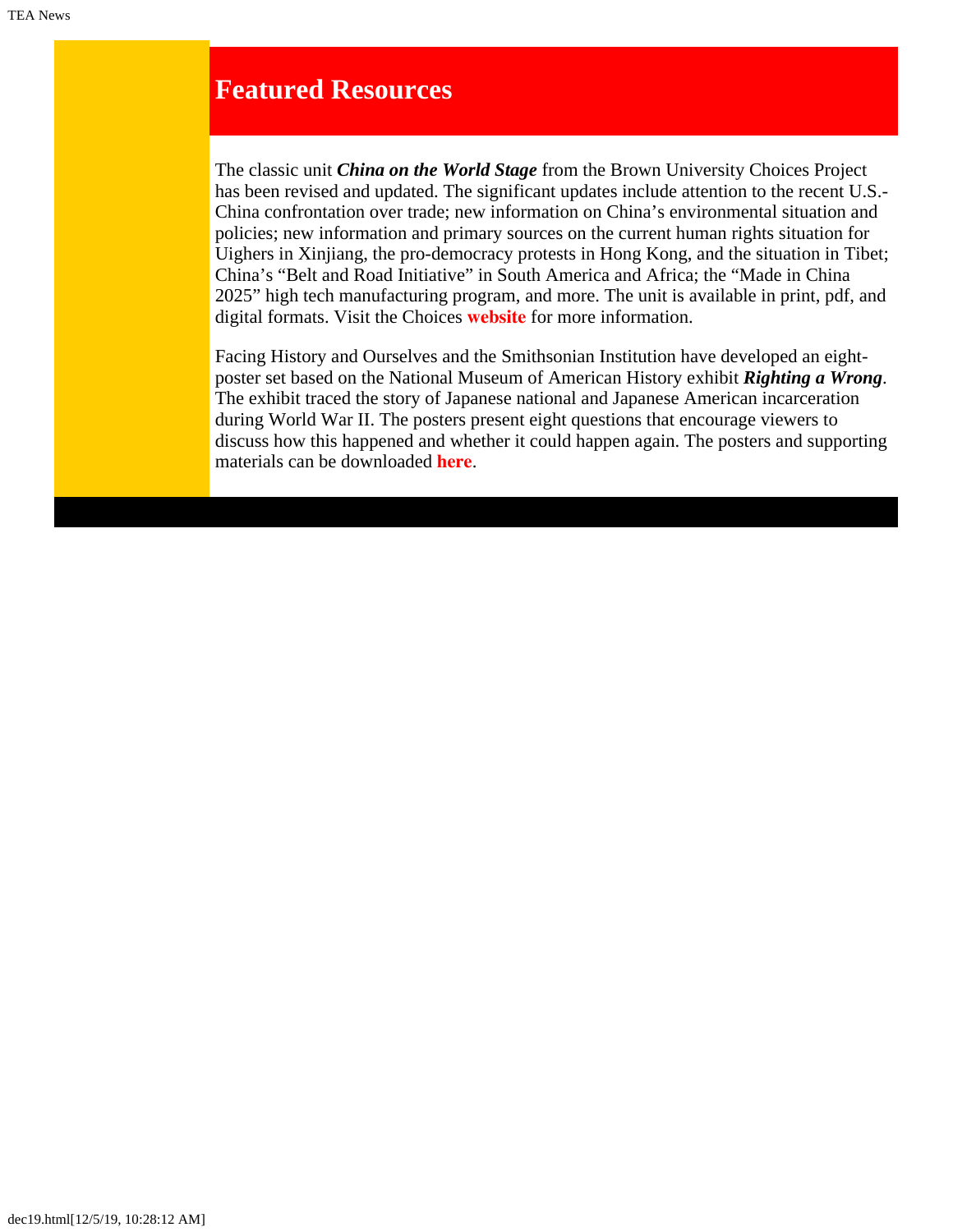## Featured Resources

The classic unit ***China on the World Stage*** from the Brown University Choices Project has been revised and updated. The significant updates include attention to the recent U.S.-China confrontation over trade; new information on China's environmental situation and policies; new information and primary sources on the current human rights situation for Uighers in Xinjiang, the pro-democracy protests in Hong Kong, and the situation in Tibet; China's "Belt and Road Initiative" in South America and Africa; the "Made in China 2025" high tech manufacturing program, and more. The unit is available in print, pdf, and digital formats. Visit the Choices **website** for more information.

Facing History and Ourselves and the Smithsonian Institution have developed an eight-poster set based on the National Museum of American History exhibit ***Righting a Wrong***. The exhibit traced the story of Japanese national and Japanese American incarceration during World War II. The posters present eight questions that encourage viewers to discuss how this happened and whether it could happen again. The posters and supporting materials can be downloaded **here**.